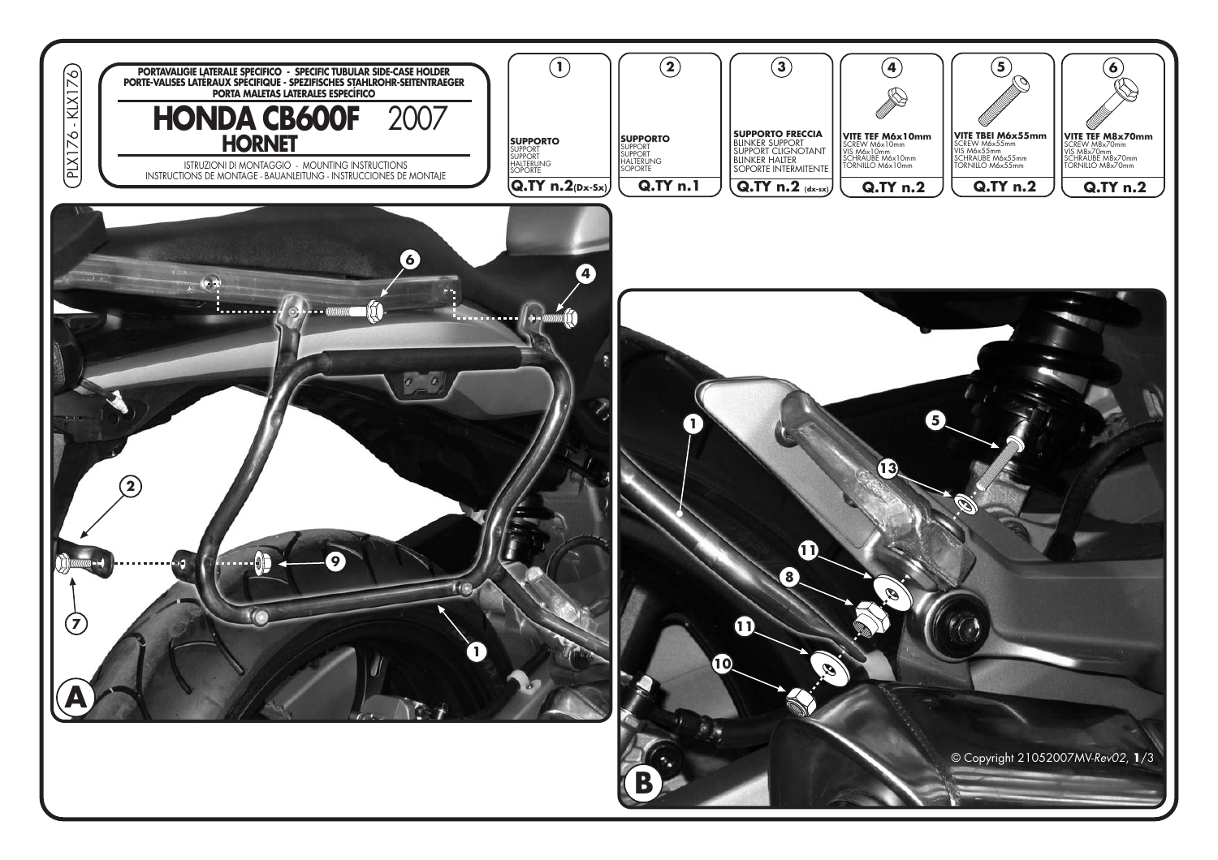PLX176 - KLX176

**PORTAVALIGIE LATERALE SPECIFICO - SPECIFIC TUBULAR SIDE-CASE HOLDER**
**PORTE-VALISES LATÉRAUX SPÉCIFIQUE - SPEZIFISCHES STAHLROHR-SEITENTRAEGER**
**PORTA MALETAS LATERALES ESPECÍFICO**

# HONDA CB600F 2007 HORNET

ISTRUZIONI DI MONTAGGIO - MOUNTING INSTRUCTIONS
INSTRUCTIONS DE MONTAGE - BAUANLEITUNG - INSTRUCCIONES DE MONTAJE

| 1 | 2 | 3 | 4 | 5 | 6 |
|---|---|---|---|---|---|
| **SUPPORTO** SUPPORT SUPPORT HALTERUNG SOPORTE | **SUPPORTO** SUPPORT SUPPORT HALTERUNG SOPORTE | **SUPPORTO FRECCIA** BLINKER SUPPORT SUPPORT CLIGNOTANT BLINKER HALTER SOPORTE INTERMITENTE | **VITE TEF M6x10mm** SCREW M6x10mm VIS M6x10mm SCHRAUBE M6x10mm TORNILLO M6x10mm | **VITE TBEI M6x55mm** SCREW M6x55mm VIS M6x55mm SCHRAUBE M6x55mm TORNILLO M6x55mm | **VITE TEF M8x70mm** SCREW M8x70mm VIS M8x70mm SCHRAUBE M8x70mm TORNILLO M8x70mm |
| **Q.TY n.2** (Dx-Sx) | **Q.TY n.1** | **Q.TY n.2** (dx-sx) | **Q.TY n.2** | **Q.TY n.2** | **Q.TY n.2** |

A

B

© Copyright 21052007MV-Rev02, 1/3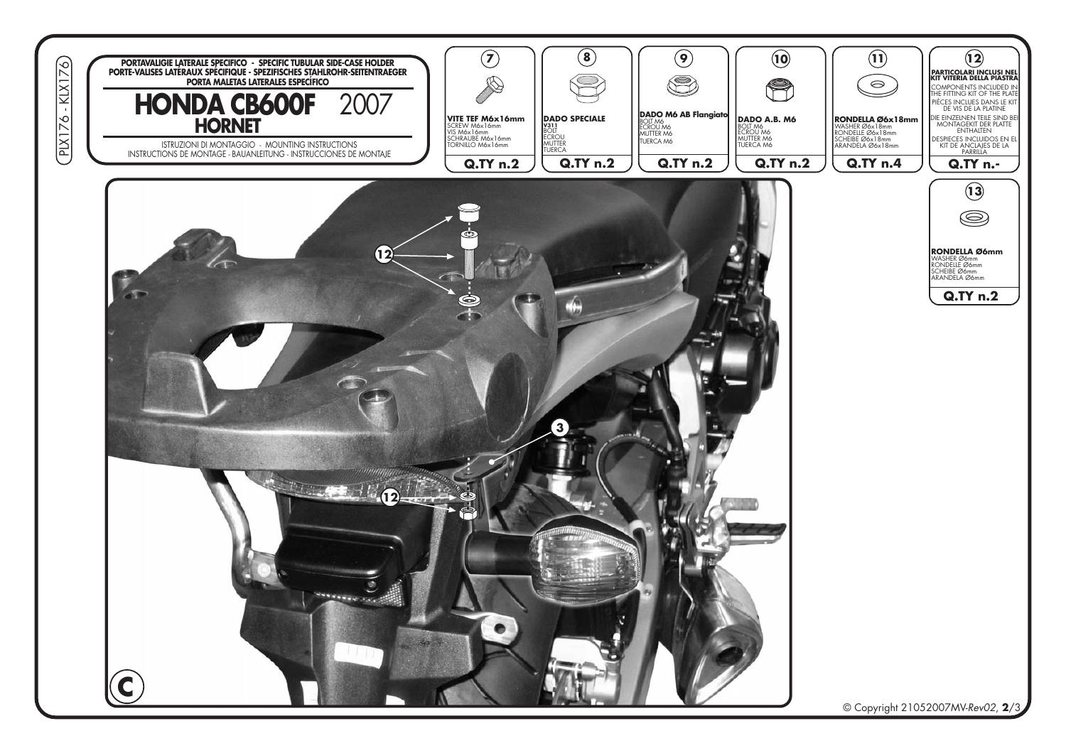PLX176 - KLX176

**PORTAVALIGIE LATERALE SPECIFICO - SPECIFIC TUBULAR SIDE-CASE HOLDER**
**PORTE-VALISES LATERAUX SPECIFIQUE - SPEZIFISCHES STAHLROHR-SEITENTRAEGER**
**PORTA MALETAS LATERALES ESPECÍFICO**

# HONDA CB600F 2007
## HORNET

ISTRUZIONI DI MONTAGGIO - MOUNTING INSTRUCTIONS
INSTRUCTIONS DE MONTAGE - BAUANLEITUNG - INSTRUCCIONES DE MONTAJE

**7**
**VITE TEF M6x16mm**
SCREW M6x16mm
VIS M6x16mm
SCHRAUBE M6x16mm
TORNILLO M6x16mm
**Q.TY n.2**

**8**
**DADO SPECIALE**
**V311**
BOLT
ECROU
MUTTER
TUERCA
**Q.TY n.2**

**9**
**DADO M6 AB Flangiato**
BOLT M6
ECROU M6
MUTTER M6
TUERCA M6
**Q.TY n.2**

**10**
**DADO A.B. M6**
BOLT M6
ECROU M6
MUTTER M6
TUERCA M6
**Q.TY n.2**

**11**
**RONDELLA Ø6x18mm**
WASHER Ø6x18mm
RONDELLE Ø6x18mm
SCHEIBE Ø6x18mm
ARANDELA Ø6x18mm
**Q.TY n.4**

**12**
**PARTICOLARI INCLUSI NEL KIT VITERIA DELLA PIASTRA**
COMPONENTS INCLUDED IN THE FITTING KIT OF THE PLATE
PIÈCES INCLUES DANS LE KIT DE VIS DE LA PLATINE
DIE EINZELNEN TEILE SIND BEI MONTAGEKIT DER PLATTE ENTHALTEN
DESPIECES INCLUIDOS EN EL KIT DE ANCLAJES DE LA PARRILLA
**Q.TY n.-**

**13**
**RONDELLA Ø6mm**
WASHER Ø6mm
RONDELLE Ø6mm
SCHEIBE Ø6mm
ARANDELA Ø6mm
**Q.TY n.2**

12
3
12
C

© Copyright 21052007MV-Rev02, **2**/3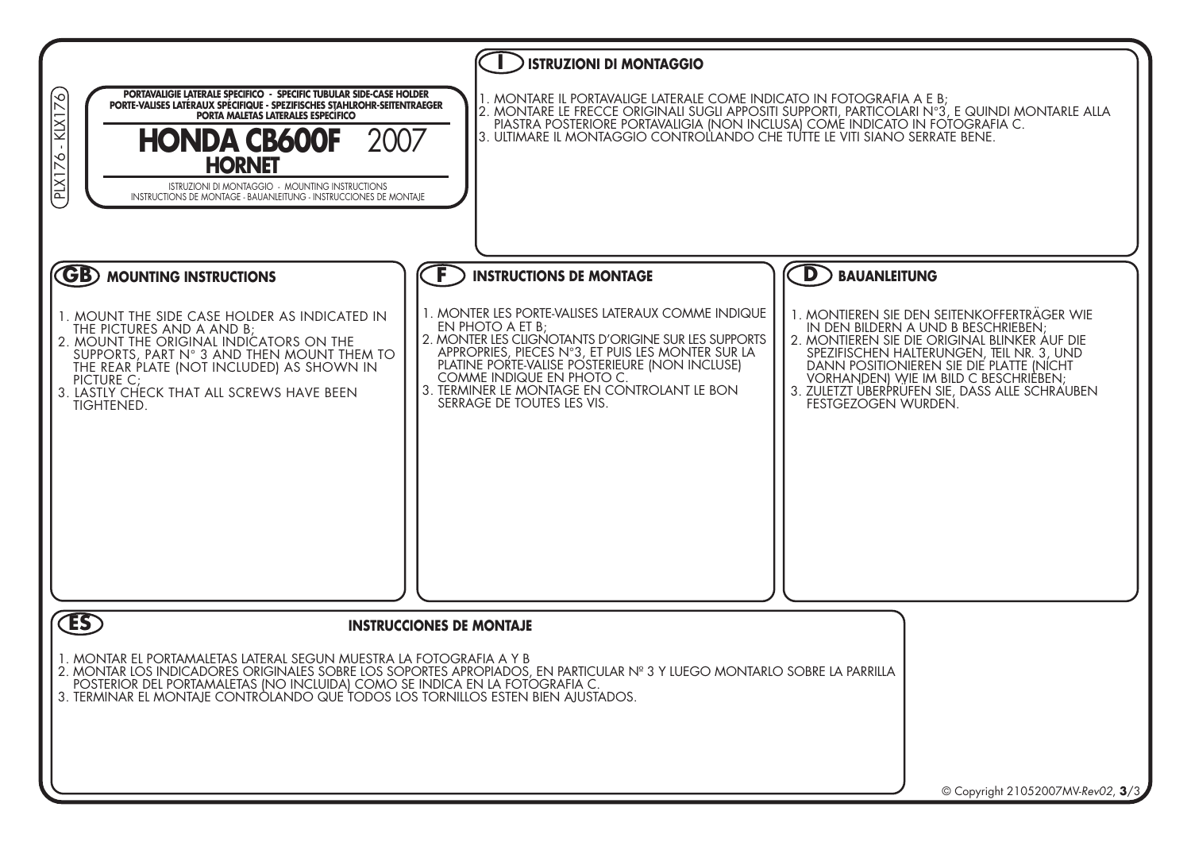PLX176 - KLX176

**PORTAVALIGIE LATERALE SPECIFICO - SPECIFIC TUBULAR SIDE-CASE HOLDER**
**PORTE-VALISES LATÉRAUX SPÉCIFIQUE - SPEZIFISCHES STAHLROHR-SEITENTRAEGER**
**PORTA MALETAS LATERALES ESPECIFICO**

# HONDA CB600F 2007
## HORNET

ISTRUZIONI DI MONTAGGIO - MOUNTING INSTRUCTIONS
INSTRUCTIONS DE MONTAGE - BAUANLEITUNG - INSTRUCCIONES DE MONTAJE

## I ISTRUZIONI DI MONTAGGIO

1. MONTARE IL PORTAVALIGE LATERALE COME INDICATO IN FOTOGRAFIA A E B;
2. MONTARE LE FRECCE ORIGINALI SUGLI APPOSITI SUPPORTI, PARTICOLARI N°3, E QUINDI MONTARLE ALLA PIASTRA POSTERIORE PORTAVALIGIA (NON INCLUSA) COME INDICATO IN FOTOGRAFIA C.
3. ULTIMARE IL MONTAGGIO CONTROLLANDO CHE TUTTE LE VITI SIANO SERRATE BENE.

## GB MOUNTING INSTRUCTIONS

1. MOUNT THE SIDE CASE HOLDER AS INDICATED IN THE PICTURES AND A AND B;
2. MOUNT THE ORIGINAL INDICATORS ON THE SUPPORTS, PART N° 3 AND THEN MOUNT THEM TO THE REAR PLATE (NOT INCLUDED) AS SHOWN IN PICTURE C;
3. LASTLY CHECK THAT ALL SCREWS HAVE BEEN TIGHTENED.

## F INSTRUCTIONS DE MONTAGE

1. MONTER LES PORTE-VALISES LATERAUX COMME INDIQUE EN PHOTO A ET B;
2. MONTER LES CLIGNOTANTS D'ORIGINE SUR LES SUPPORTS APPROPRIES, PIECES N°3, ET PUIS LES MONTER SUR LA PLATINE PORTE-VALISE POSTERIEURE (NON INCLUSE) COMME INDIQUE EN PHOTO C.
3. TERMINER LE MONTAGE EN CONTROLANT LE BON SERRAGE DE TOUTES LES VIS.

## D BAUANLEITUNG

1. MONTIEREN SIE DEN SEITENKOFFERTRÄGER WIE IN DEN BILDERN A UND B BESCHRIEBEN;
2. MONTIEREN SIE DIE ORIGINAL BLINKER AUF DIE SPEZIFISCHEN HALTERUNGEN, TEIL NR. 3, UND DANN POSITIONIEREN SIE DIE PLATTE (NICHT VORHANDEN) WIE IM BILD C BESCHRIEBEN;
3. ZULETZT ÜBERPRÜFEN SIE, DASS ALLE SCHRAUBEN FESTGEZOGEN WURDEN.

## ES INSTRUCCIONES DE MONTAJE

1. MONTAR EL PORTAMALETAS LATERAL SEGUN MUESTRA LA FOTOGRAFIA A Y B
2. MONTAR LOS INDICADORES ORIGINALES SOBRE LOS SOPORTES APROPIADOS, EN PARTICULAR Nº 3 Y LUEGO MONTARLO SOBRE LA PARRILLA POSTERIOR DEL PORTAMALETAS (NO INCLUIDA) COMO SE INDICA EN LA FOTOGRAFIA C.
3. TERMINAR EL MONTAJE CONTROLANDO QUE TODOS LOS TORNILLOS ESTEN BIEN AJUSTADOS.

© Copyright 21052007MV-*Rev02*